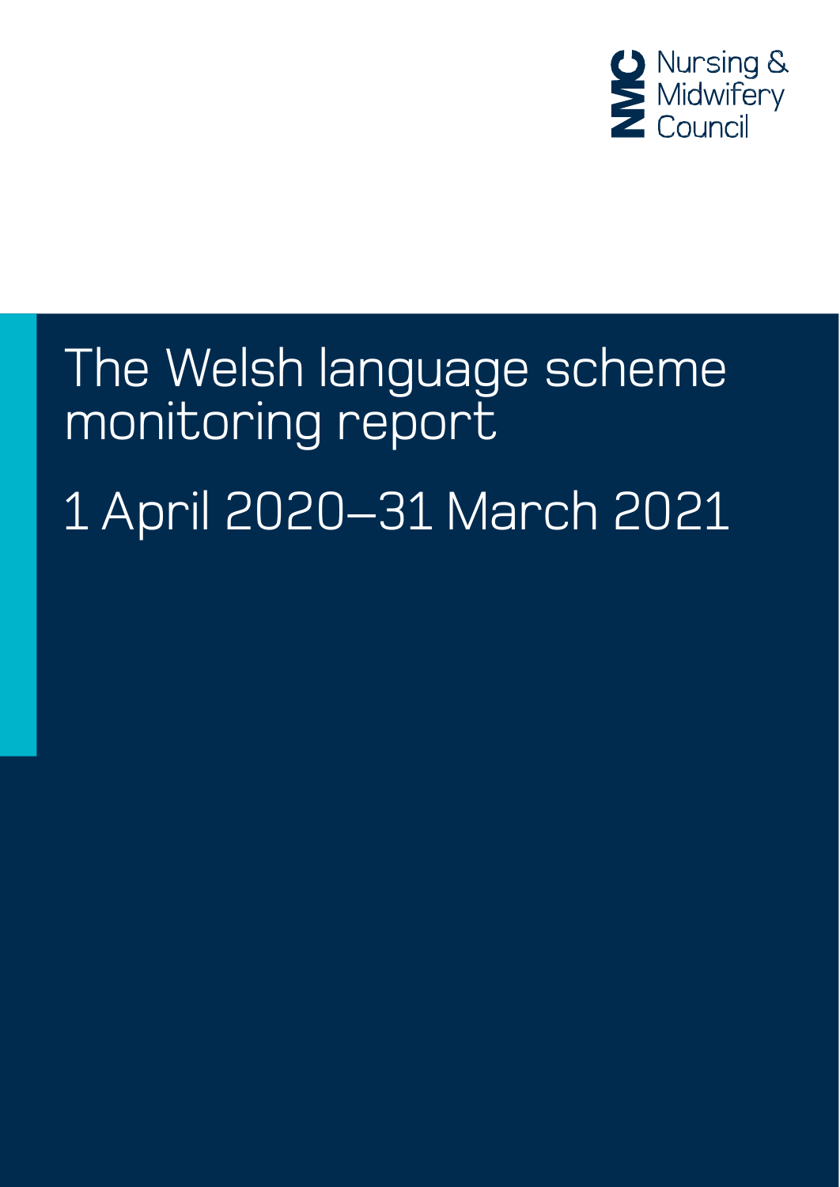Nursing & Midwifery Council

# The Welsh language scheme monitoring report

# 1 April 2020–31 March 2021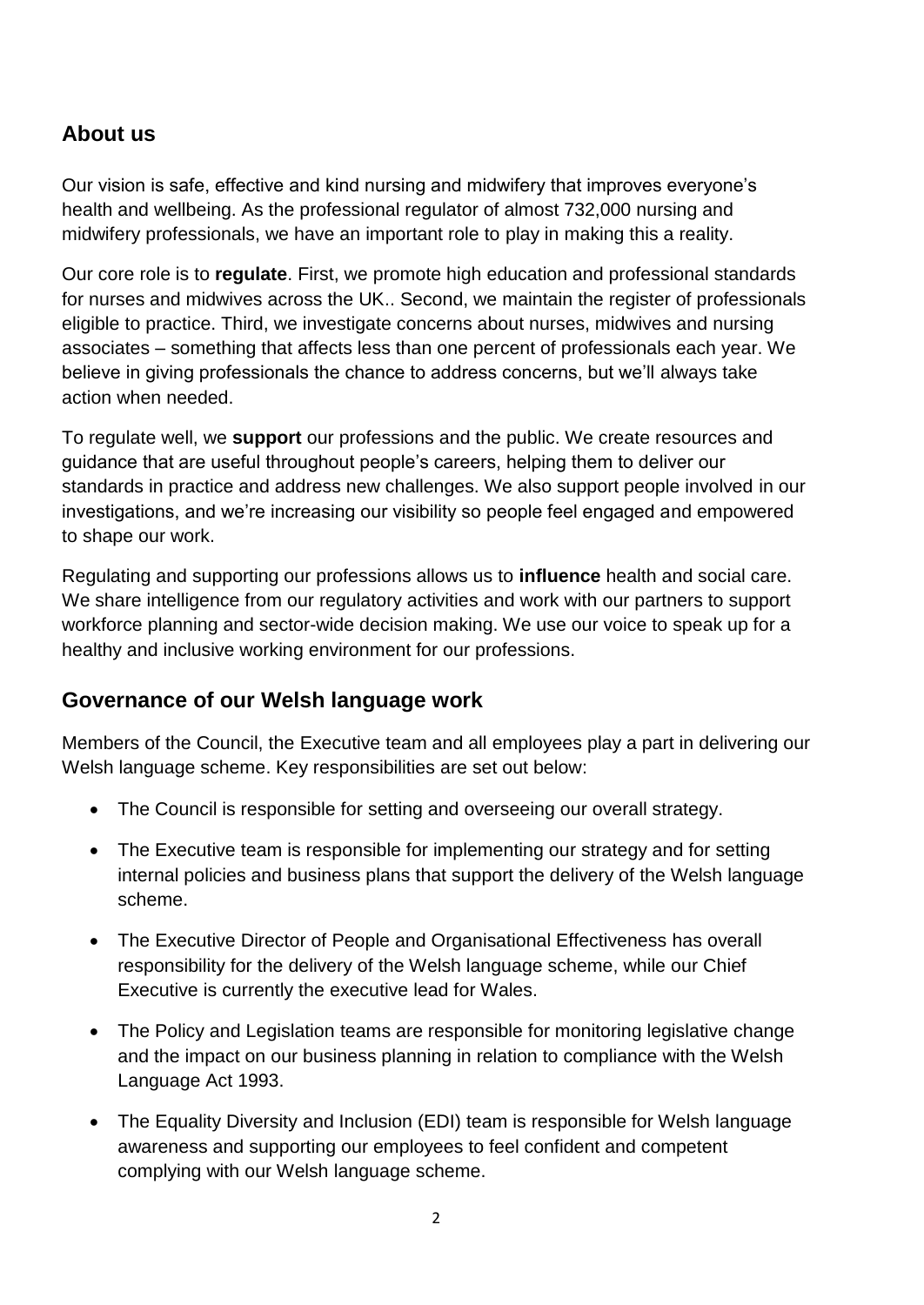## About us

Our vision is safe, effective and kind nursing and midwifery that improves everyone's health and wellbeing. As the professional regulator of almost 732,000 nursing and midwifery professionals, we have an important role to play in making this a reality.

Our core role is to **regulate**. First, we promote high education and professional standards for nurses and midwives across the UK.. Second, we maintain the register of professionals eligible to practice. Third, we investigate concerns about nurses, midwives and nursing associates – something that affects less than one percent of professionals each year. We believe in giving professionals the chance to address concerns, but we'll always take action when needed.

To regulate well, we **support** our professions and the public. We create resources and guidance that are useful throughout people's careers, helping them to deliver our standards in practice and address new challenges. We also support people involved in our investigations, and we're increasing our visibility so people feel engaged and empowered to shape our work.

Regulating and supporting our professions allows us to **influence** health and social care. We share intelligence from our regulatory activities and work with our partners to support workforce planning and sector-wide decision making. We use our voice to speak up for a healthy and inclusive working environment for our professions.

## Governance of our Welsh language work

Members of the Council, the Executive team and all employees play a part in delivering our Welsh language scheme. Key responsibilities are set out below:

- The Council is responsible for setting and overseeing our overall strategy.
- The Executive team is responsible for implementing our strategy and for setting internal policies and business plans that support the delivery of the Welsh language scheme.
- The Executive Director of People and Organisational Effectiveness has overall responsibility for the delivery of the Welsh language scheme, while our Chief Executive is currently the executive lead for Wales.
- The Policy and Legislation teams are responsible for monitoring legislative change and the impact on our business planning in relation to compliance with the Welsh Language Act 1993.
- The Equality Diversity and Inclusion (EDI) team is responsible for Welsh language awareness and supporting our employees to feel confident and competent complying with our Welsh language scheme.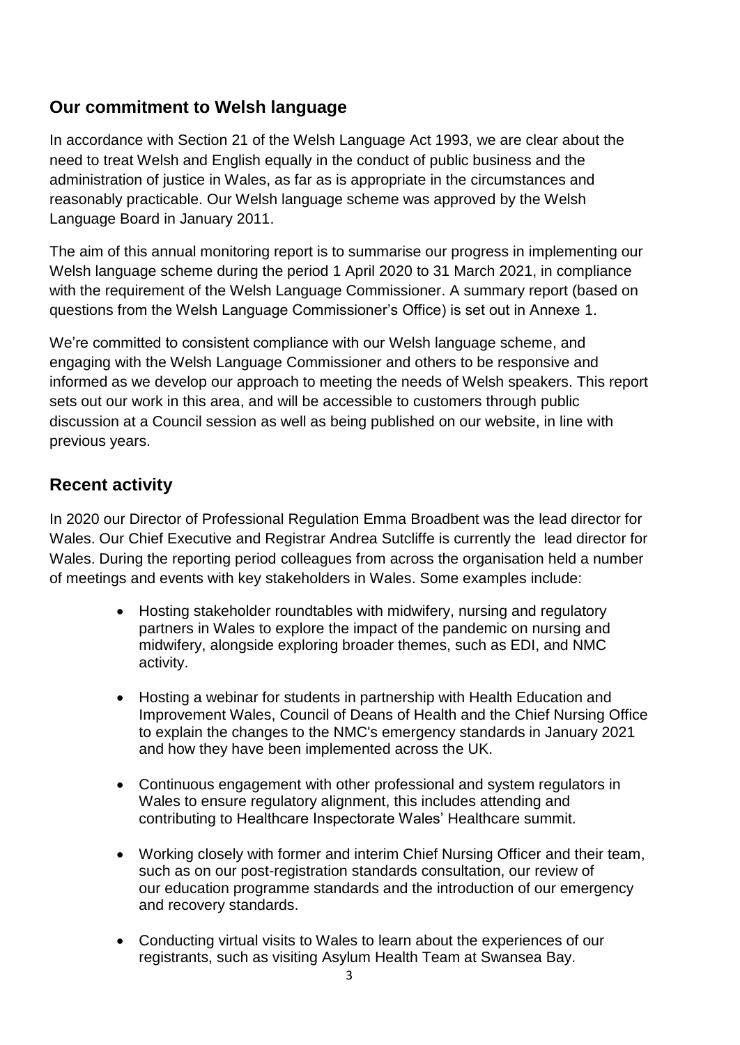## Our commitment to Welsh language

In accordance with Section 21 of the Welsh Language Act 1993, we are clear about the need to treat Welsh and English equally in the conduct of public business and the administration of justice in Wales, as far as is appropriate in the circumstances and reasonably practicable. Our Welsh language scheme was approved by the Welsh Language Board in January 2011.

The aim of this annual monitoring report is to summarise our progress in implementing our Welsh language scheme during the period 1 April 2020 to 31 March 2021, in compliance with the requirement of the Welsh Language Commissioner. A summary report (based on questions from the Welsh Language Commissioner's Office) is set out in Annexe 1.

We're committed to consistent compliance with our Welsh language scheme, and engaging with the Welsh Language Commissioner and others to be responsive and informed as we develop our approach to meeting the needs of Welsh speakers. This report sets out our work in this area, and will be accessible to customers through public discussion at a Council session as well as being published on our website, in line with previous years.

## Recent activity

In 2020 our Director of Professional Regulation Emma Broadbent was the lead director for Wales. Our Chief Executive and Registrar Andrea Sutcliffe is currently the lead director for Wales. During the reporting period colleagues from across the organisation held a number of meetings and events with key stakeholders in Wales. Some examples include:

- Hosting stakeholder roundtables with midwifery, nursing and regulatory partners in Wales to explore the impact of the pandemic on nursing and midwifery, alongside exploring broader themes, such as EDI, and NMC activity.
- Hosting a webinar for students in partnership with Health Education and Improvement Wales, Council of Deans of Health and the Chief Nursing Office to explain the changes to the NMC's emergency standards in January 2021 and how they have been implemented across the UK.
- Continuous engagement with other professional and system regulators in Wales to ensure regulatory alignment, this includes attending and contributing to Healthcare Inspectorate Wales' Healthcare summit.
- Working closely with former and interim Chief Nursing Officer and their team, such as on our post-registration standards consultation, our review of our education programme standards and the introduction of our emergency and recovery standards.
- Conducting virtual visits to Wales to learn about the experiences of our registrants, such as visiting Asylum Health Team at Swansea Bay.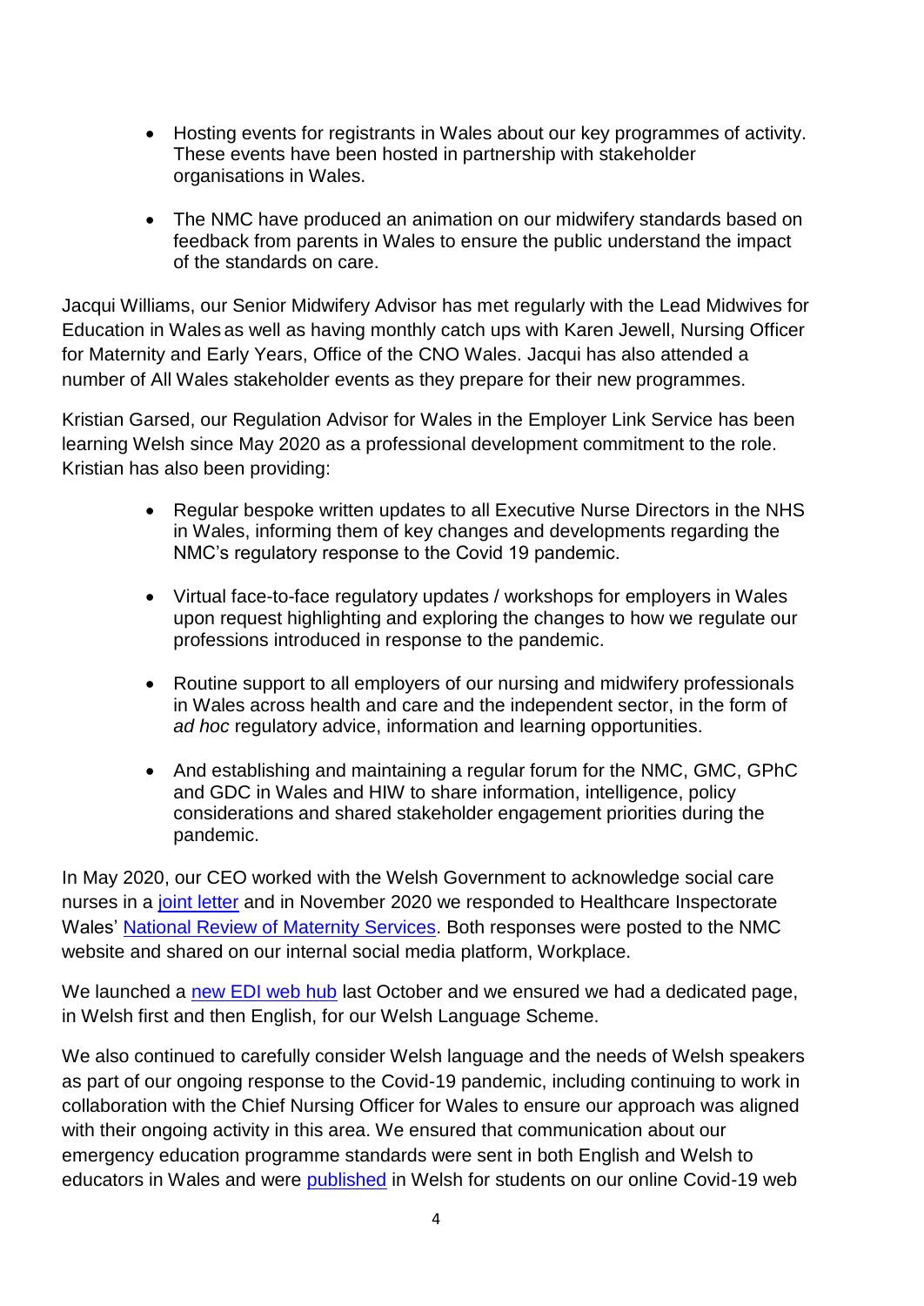- Hosting events for registrants in Wales about our key programmes of activity. These events have been hosted in partnership with stakeholder organisations in Wales.

- The NMC have produced an animation on our midwifery standards based on feedback from parents in Wales to ensure the public understand the impact of the standards on care.

Jacqui Williams, our Senior Midwifery Advisor has met regularly with the Lead Midwives for Education in Wales as well as having monthly catch ups with Karen Jewell, Nursing Officer for Maternity and Early Years, Office of the CNO Wales. Jacqui has also attended a number of All Wales stakeholder events as they prepare for their new programmes.

Kristian Garsed, our Regulation Advisor for Wales in the Employer Link Service has been learning Welsh since May 2020 as a professional development commitment to the role. Kristian has also been providing:

- Regular bespoke written updates to all Executive Nurse Directors in the NHS in Wales, informing them of key changes and developments regarding the NMC's regulatory response to the Covid 19 pandemic.

- Virtual face-to-face regulatory updates / workshops for employers in Wales upon request highlighting and exploring the changes to how we regulate our professions introduced in response to the pandemic.

- Routine support to all employers of our nursing and midwifery professionals in Wales across health and care and the independent sector, in the form of *ad hoc* regulatory advice, information and learning opportunities.

- And establishing and maintaining a regular forum for the NMC, GMC, GPhC and GDC in Wales and HIW to share information, intelligence, policy considerations and shared stakeholder engagement priorities during the pandemic.

In May 2020, our CEO worked with the Welsh Government to acknowledge social care nurses in a joint letter and in November 2020 we responded to Healthcare Inspectorate Wales' National Review of Maternity Services. Both responses were posted to the NMC website and shared on our internal social media platform, Workplace.

We launched a new EDI web hub last October and we ensured we had a dedicated page, in Welsh first and then English, for our Welsh Language Scheme.

We also continued to carefully consider Welsh language and the needs of Welsh speakers as part of our ongoing response to the Covid-19 pandemic, including continuing to work in collaboration with the Chief Nursing Officer for Wales to ensure our approach was aligned with their ongoing activity in this area. We ensured that communication about our emergency education programme standards were sent in both English and Welsh to educators in Wales and were published in Welsh for students on our online Covid-19 web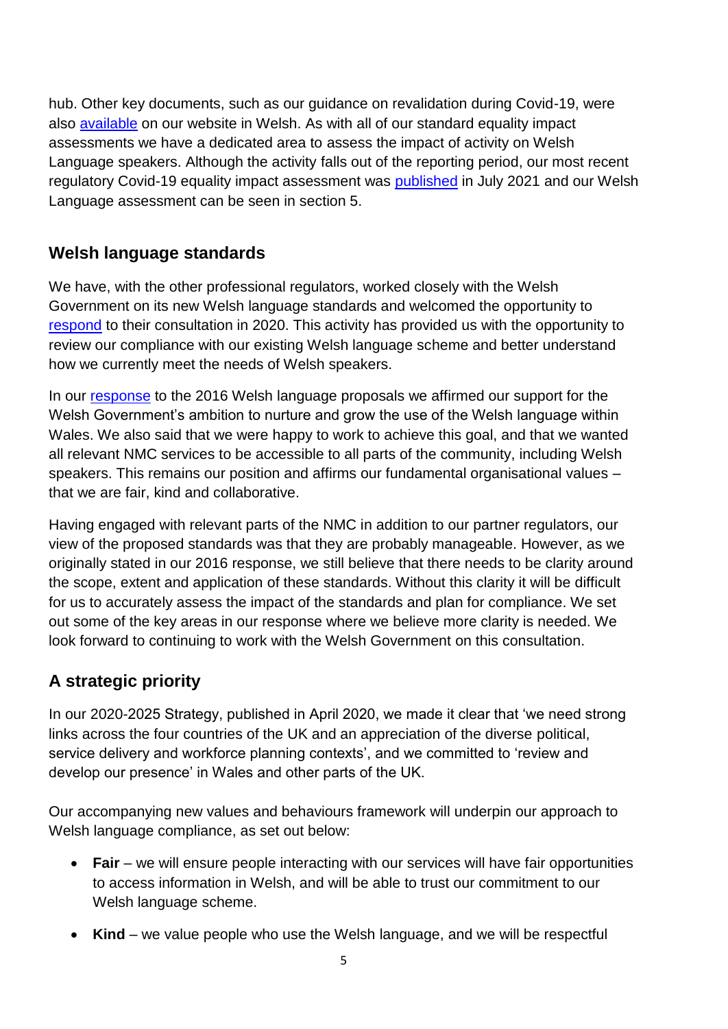hub. Other key documents, such as our guidance on revalidation during Covid-19, were also available on our website in Welsh. As with all of our standard equality impact assessments we have a dedicated area to assess the impact of activity on Welsh Language speakers. Although the activity falls out of the reporting period, our most recent regulatory Covid-19 equality impact assessment was published in July 2021 and our Welsh Language assessment can be seen in section 5.

## Welsh language standards

We have, with the other professional regulators, worked closely with the Welsh Government on its new Welsh language standards and welcomed the opportunity to respond to their consultation in 2020. This activity has provided us with the opportunity to review our compliance with our existing Welsh language scheme and better understand how we currently meet the needs of Welsh speakers.

In our response to the 2016 Welsh language proposals we affirmed our support for the Welsh Government's ambition to nurture and grow the use of the Welsh language within Wales. We also said that we were happy to work to achieve this goal, and that we wanted all relevant NMC services to be accessible to all parts of the community, including Welsh speakers. This remains our position and affirms our fundamental organisational values – that we are fair, kind and collaborative.

Having engaged with relevant parts of the NMC in addition to our partner regulators, our view of the proposed standards was that they are probably manageable. However, as we originally stated in our 2016 response, we still believe that there needs to be clarity around the scope, extent and application of these standards. Without this clarity it will be difficult for us to accurately assess the impact of the standards and plan for compliance. We set out some of the key areas in our response where we believe more clarity is needed. We look forward to continuing to work with the Welsh Government on this consultation.

## A strategic priority

In our 2020-2025 Strategy, published in April 2020, we made it clear that 'we need strong links across the four countries of the UK and an appreciation of the diverse political, service delivery and workforce planning contexts', and we committed to 'review and develop our presence' in Wales and other parts of the UK.

Our accompanying new values and behaviours framework will underpin our approach to Welsh language compliance, as set out below:

- **Fair** – we will ensure people interacting with our services will have fair opportunities to access information in Welsh, and will be able to trust our commitment to our Welsh language scheme.
- **Kind** – we value people who use the Welsh language, and we will be respectful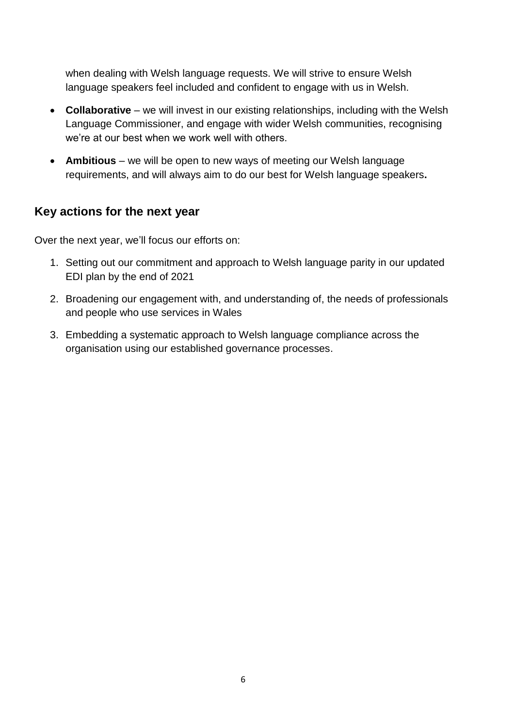when dealing with Welsh language requests. We will strive to ensure Welsh language speakers feel included and confident to engage with us in Welsh.

- **Collaborative** – we will invest in our existing relationships, including with the Welsh Language Commissioner, and engage with wider Welsh communities, recognising we're at our best when we work well with others.
- **Ambitious** – we will be open to new ways of meeting our Welsh language requirements, and will always aim to do our best for Welsh language speakers**.**

## Key actions for the next year

Over the next year, we'll focus our efforts on:

1. Setting out our commitment and approach to Welsh language parity in our updated EDI plan by the end of 2021
2. Broadening our engagement with, and understanding of, the needs of professionals and people who use services in Wales
3. Embedding a systematic approach to Welsh language compliance across the organisation using our established governance processes.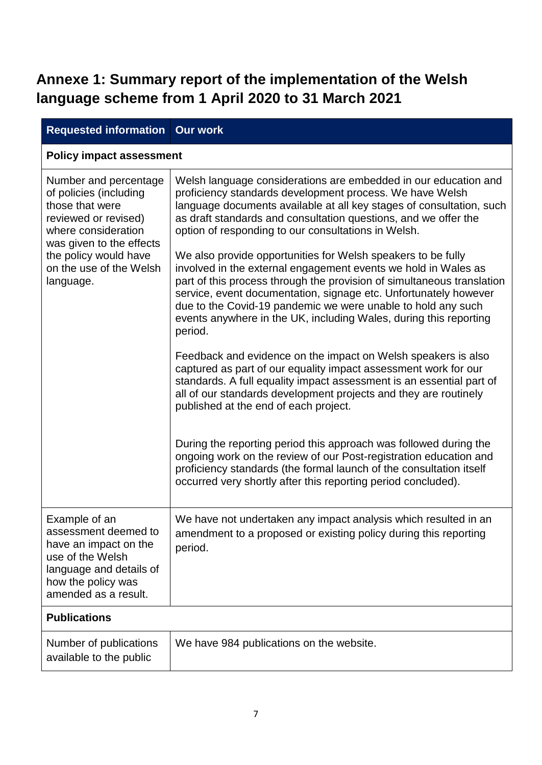# Annexe 1: Summary report of the implementation of the Welsh language scheme from 1 April 2020 to 31 March 2021

| Requested information | Our work |
|---|---|
| **Policy impact assessment** | |
| Number and percentage of policies (including those that were reviewed or revised) where consideration was given to the effects the policy would have on the use of the Welsh language. | Welsh language considerations are embedded in our education and proficiency standards development process. We have Welsh language documents available at all key stages of consultation, such as draft standards and consultation questions, and we offer the option of responding to our consultations in Welsh.<br><br>We also provide opportunities for Welsh speakers to be fully involved in the external engagement events we hold in Wales as part of this process through the provision of simultaneous translation service, event documentation, signage etc. Unfortunately however due to the Covid-19 pandemic we were unable to hold any such events anywhere in the UK, including Wales, during this reporting period.<br><br>Feedback and evidence on the impact on Welsh speakers is also captured as part of our equality impact assessment work for our standards. A full equality impact assessment is an essential part of all of our standards development projects and they are routinely published at the end of each project.<br><br>During the reporting period this approach was followed during the ongoing work on the review of our Post-registration education and proficiency standards (the formal launch of the consultation itself occurred very shortly after this reporting period concluded). |
| Example of an assessment deemed to have an impact on the use of the Welsh language and details of how the policy was amended as a result. | We have not undertaken any impact analysis which resulted in an amendment to a proposed or existing policy during this reporting period. |
| **Publications** | |
| Number of publications available to the public | We have 984 publications on the website. |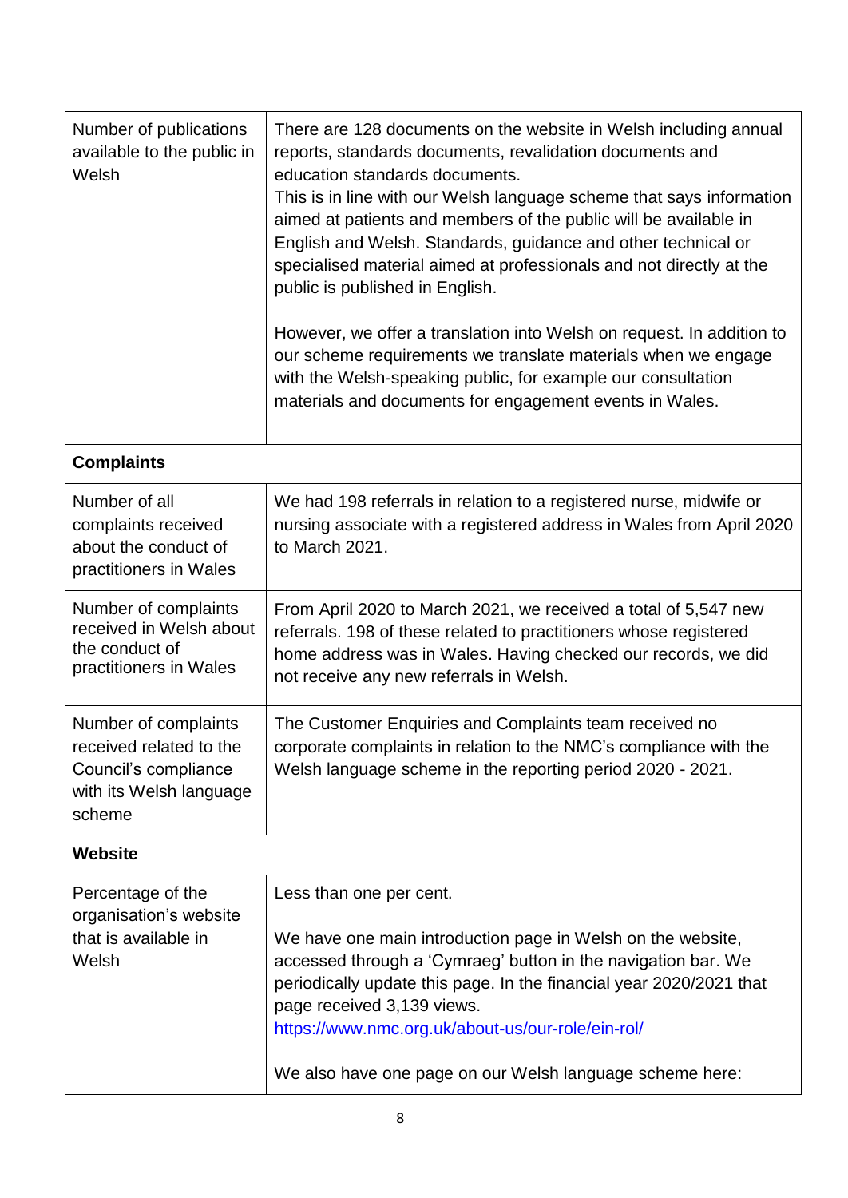| | |
|---|---|
| Number of publications available to the public in Welsh | There are 128 documents on the website in Welsh including annual reports, standards documents, revalidation documents and education standards documents.<br>This is in line with our Welsh language scheme that says information aimed at patients and members of the public will be available in English and Welsh. Standards, guidance and other technical or specialised material aimed at professionals and not directly at the public is published in English.<br><br>However, we offer a translation into Welsh on request. In addition to our scheme requirements we translate materials when we engage with the Welsh-speaking public, for example our consultation materials and documents for engagement events in Wales. |
| **Complaints** | |
| Number of all complaints received about the conduct of practitioners in Wales | We had 198 referrals in relation to a registered nurse, midwife or nursing associate with a registered address in Wales from April 2020 to March 2021. |
| Number of complaints received in Welsh about the conduct of practitioners in Wales | From April 2020 to March 2021, we received a total of 5,547 new referrals. 198 of these related to practitioners whose registered home address was in Wales. Having checked our records, we did not receive any new referrals in Welsh. |
| Number of complaints received related to the Council's compliance with its Welsh language scheme | The Customer Enquiries and Complaints team received no corporate complaints in relation to the NMC's compliance with the Welsh language scheme in the reporting period 2020 - 2021. |
| **Website** | |
| Percentage of the organisation's website that is available in Welsh | Less than one per cent.<br><br>We have one main introduction page in Welsh on the website, accessed through a 'Cymraeg' button in the navigation bar. We periodically update this page. In the financial year 2020/2021 that page received 3,139 views.<br>https://www.nmc.org.uk/about-us/our-role/ein-rol/<br><br>We also have one page on our Welsh language scheme here: |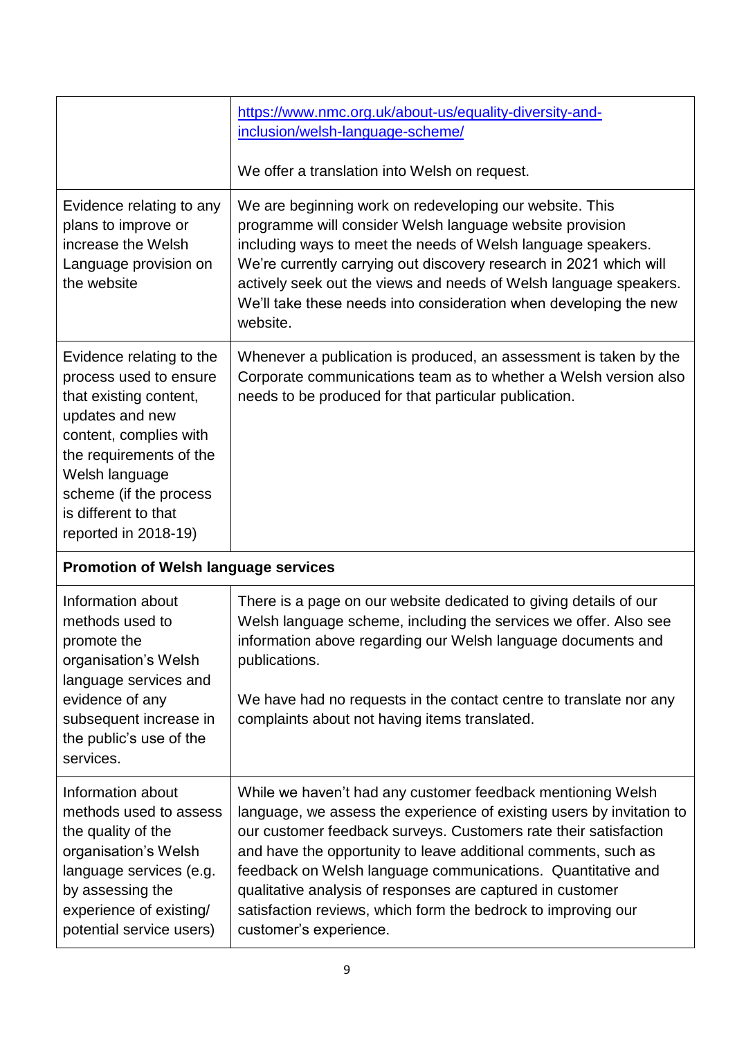| | |
|---|---|
| | [https://www.nmc.org.uk/about-us/equality-diversity-and-inclusion/welsh-language-scheme/](https://www.nmc.org.uk/about-us/equality-diversity-and-inclusion/welsh-language-scheme/)<br><br>We offer a translation into Welsh on request. |
| Evidence relating to any plans to improve or increase the Welsh Language provision on the website | We are beginning work on redeveloping our website. This programme will consider Welsh language website provision including ways to meet the needs of Welsh language speakers. We're currently carrying out discovery research in 2021 which will actively seek out the views and needs of Welsh language speakers. We'll take these needs into consideration when developing the new website. |
| Evidence relating to the process used to ensure that existing content, updates and new content, complies with the requirements of the Welsh language scheme (if the process is different to that reported in 2018-19) | Whenever a publication is produced, an assessment is taken by the Corporate communications team as to whether a Welsh version also needs to be produced for that particular publication. |
| **Promotion of Welsh language services** | |
| Information about methods used to promote the organisation's Welsh language services and evidence of any subsequent increase in the public's use of the services. | There is a page on our website dedicated to giving details of our Welsh language scheme, including the services we offer. Also see information above regarding our Welsh language documents and publications.<br><br>We have had no requests in the contact centre to translate nor any complaints about not having items translated. |
| Information about methods used to assess the quality of the organisation's Welsh language services (e.g. by assessing the experience of existing/ potential service users) | While we haven't had any customer feedback mentioning Welsh language, we assess the experience of existing users by invitation to our customer feedback surveys. Customers rate their satisfaction and have the opportunity to leave additional comments, such as feedback on Welsh language communications. Quantitative and qualitative analysis of responses are captured in customer satisfaction reviews, which form the bedrock to improving our customer's experience. |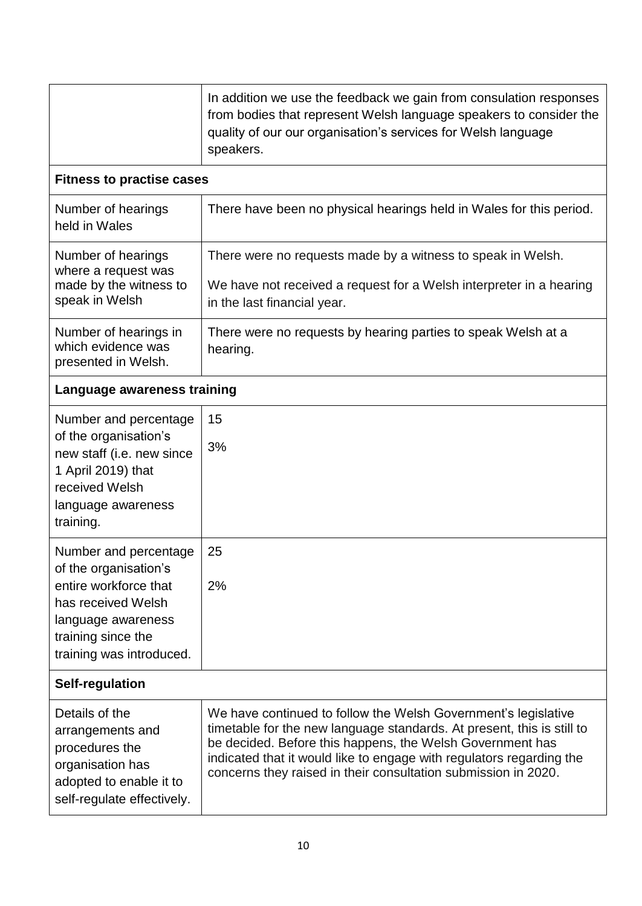| | |
|---|---|
| | In addition we use the feedback we gain from consulation responses from bodies that represent Welsh language speakers to consider the quality of our our organisation's services for Welsh language speakers. |
| **Fitness to practise cases** | |
| Number of hearings held in Wales | There have been no physical hearings held in Wales for this period. |
| Number of hearings where a request was made by the witness to speak in Welsh | There were no requests made by a witness to speak in Welsh.<br><br>We have not received a request for a Welsh interpreter in a hearing in the last financial year. |
| Number of hearings in which evidence was presented in Welsh. | There were no requests by hearing parties to speak Welsh at a hearing. |
| **Language awareness training** | |
| Number and percentage of the organisation's new staff (i.e. new since 1 April 2019) that received Welsh language awareness training. | 15<br><br>3% |
| Number and percentage of the organisation's entire workforce that has received Welsh language awareness training since the training was introduced. | 25<br><br>2% |
| **Self-regulation** | |
| Details of the arrangements and procedures the organisation has adopted to enable it to self-regulate effectively. | We have continued to follow the Welsh Government's legislative timetable for the new language standards. At present, this is still to be decided. Before this happens, the Welsh Government has indicated that it would like to engage with regulators regarding the concerns they raised in their consultation submission in 2020. |